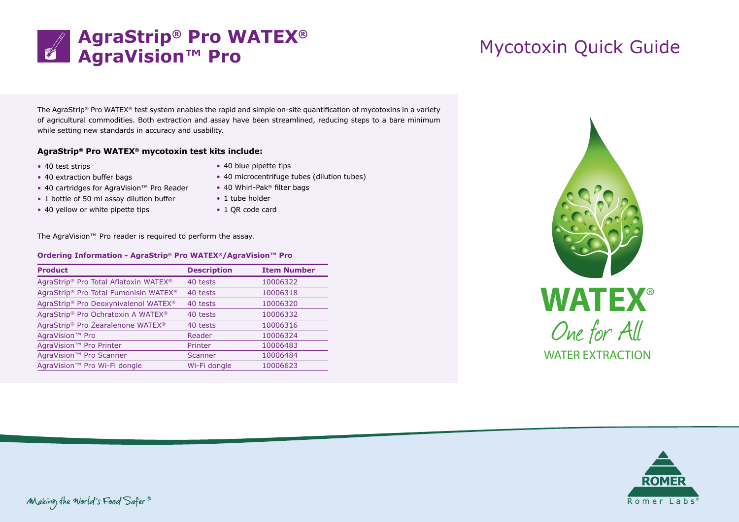# AgraStrip® Pro WATEX® AgraVision™ Pro

# Mycotoxin Quick Guide

The AgraStrip® Pro WATEX® test system enables the rapid and simple on-site quantification of mycotoxins in a variety of agricultural commodities. Both extraction and assay have been streamlined, reducing steps to a bare minimum while setting new standards in accuracy and usability.

**AgraStrip® Pro WATEX® mycotoxin test kits include:**

- 40 test strips
- 40 extraction buffer bags
- 40 cartridges for AgraVision™ Pro Reader
- 1 bottle of 50 ml assay dilution buffer
- 40 yellow or white pipette tips
- 40 blue pipette tips
- 40 microcentrifuge tubes (dilution tubes)
- 40 Whirl-Pak® filter bags
- 1 tube holder
- 1 QR code card

The AgraVision™ Pro reader is required to perform the assay.

**Ordering Information - AgraStrip® Pro WATEX®/AgraVision™ Pro**

| Product | Description | Item Number |
| --- | --- | --- |
| AgraStrip® Pro Total Aflatoxin WATEX® | 40 tests | 10006322 |
| AgraStrip® Pro Total Fumonisin WATEX® | 40 tests | 10006318 |
| AgraStrip® Pro Deoxynivalenol WATEX® | 40 tests | 10006320 |
| AgraStrip® Pro Ochratoxin A WATEX® | 40 tests | 10006332 |
| AgraStrip® Pro Zearalenone WATEX® | 40 tests | 10006316 |
| AgraVision™ Pro | Reader | 10006324 |
| AgraVision™ Pro Printer | Printer | 10006483 |
| AgraVision™ Pro Scanner | Scanner | 10006484 |
| AgraVision™ Pro Wi-Fi dongle | Wi-Fi dongle | 10006623 |

WATEX® One for All WATER EXTRACTION

Making the World's Food Safer®

ROMER Romer Labs®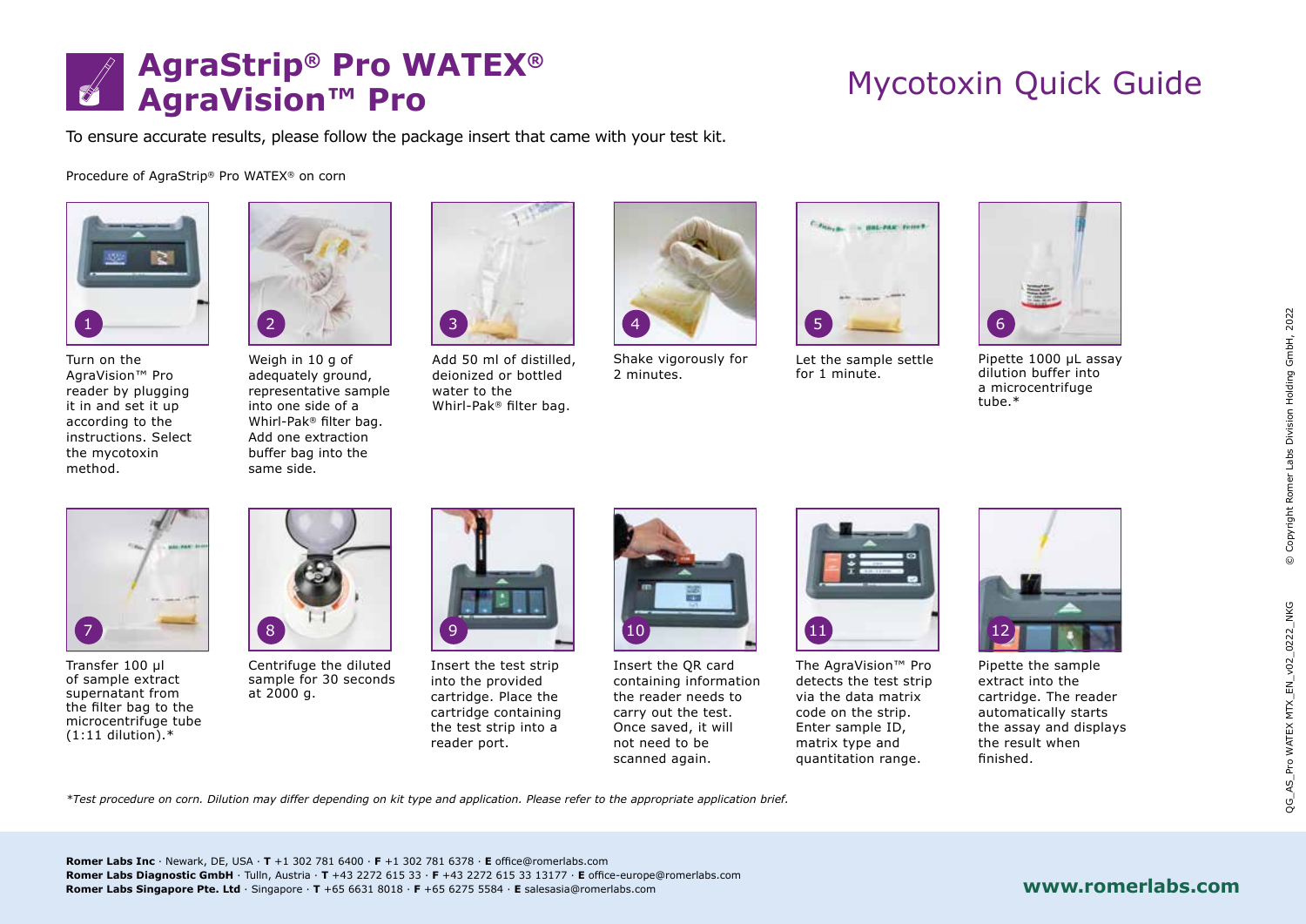# AgraStrip® Pro WATEX® AgraVision™ Pro

## Mycotoxin Quick Guide

To ensure accurate results, please follow the package insert that came with your test kit.

Procedure of AgraStrip® Pro WATEX® on corn

1. Turn on the AgraVision™ Pro reader by plugging it in and set it up according to the instructions. Select the mycotoxin method.
2. Weigh in 10 g of adequately ground, representative sample into one side of a Whirl-Pak® filter bag. Add one extraction buffer bag into the same side.
3. Add 50 ml of distilled, deionized or bottled water to the Whirl-Pak® filter bag.
4. Shake vigorously for 2 minutes.
5. Let the sample settle for 1 minute.
6. Pipette 1000 µL assay dilution buffer into a microcentrifuge tube.*
7. Transfer 100 µl of sample extract supernatant from the filter bag to the microcentrifuge tube (1:11 dilution).*
8. Centrifuge the diluted sample for 30 seconds at 2000 g.
9. Insert the test strip into the provided cartridge. Place the cartridge containing the test strip into a reader port.
10. Insert the QR card containing information the reader needs to carry out the test. Once saved, it will not need to be scanned again.
11. The AgraVision™ Pro detects the test strip via the data matrix code on the strip. Enter sample ID, matrix type and quantitation range.
12. Pipette the sample extract into the cartridge. The reader automatically starts the assay and displays the result when finished.

*\*Test procedure on corn. Dilution may differ depending on kit type and application. Please refer to the appropriate application brief.*

**Romer Labs Inc** · Newark, DE, USA · **T** +1 302 781 6400 · **F** +1 302 781 6378 · **E** office@romerlabs.com
**Romer Labs Diagnostic GmbH** · Tulln, Austria · **T** +43 2272 615 33 · **F** +43 2272 615 33 13177 · **E** office-europe@romerlabs.com
**Romer Labs Singapore Pte. Ltd** · Singapore · **T** +65 6631 8018 · **F** +65 6275 5584 · **E** salesasia@romerlabs.com

**www.romerlabs.com**

QG_AS_Pro WATEX MTX_EN_v02_0222_NKG © Copyright Romer Labs Division Holding GmbH, 2022